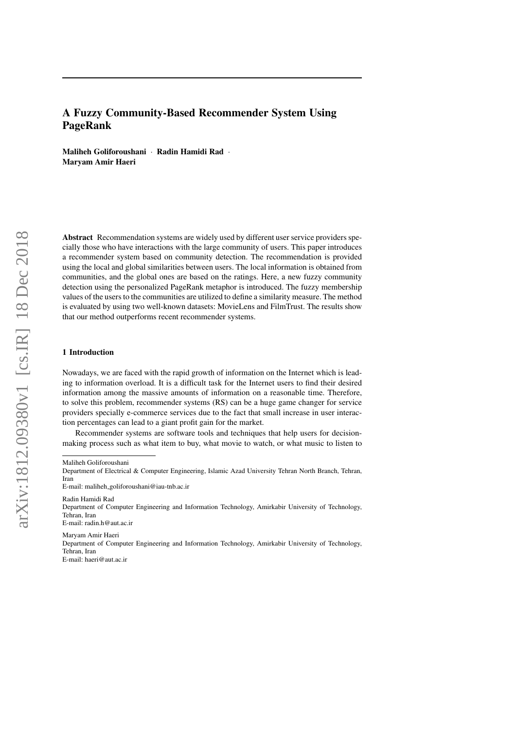# A Fuzzy Community-Based Recommender System Using PageRank

**Maliheh Goliforoushani** · **Radin Hamidi Rad** · **Maryam Amir Haeri**

**Abstract** Recommendation systems are widely used by different user service providers specially those who have interactions with the large community of users. This paper introduces a recommender system based on community detection. The recommendation is provided using the local and global similarities between users. The local information is obtained from communities, and the global ones are based on the ratings. Here, a new fuzzy community detection using the personalized PageRank metaphor is introduced. The fuzzy membership values of the users to the communities are utilized to define a similarity measure. The method is evaluated by using two well-known datasets: MovieLens and FilmTrust. The results show that our method outperforms recent recommender systems.

## 1 Introduction

Nowadays, we are faced with the rapid growth of information on the Internet which is leading to information overload. It is a difficult task for the Internet users to find their desired information among the massive amounts of information on a reasonable time. Therefore, to solve this problem, recommender systems (RS) can be a huge game changer for service providers specially e-commerce services due to the fact that small increase in user interaction percentages can lead to a giant profit gain for the market.

Recommender systems are software tools and techniques that help users for decision-making process such as what item to buy, what movie to watch, or what music to listen to

---

Maliheh Goliforoushani
Department of Electrical & Computer Engineering, Islamic Azad University Tehran North Branch, Tehran, Iran
E-mail: maliheh_goliforoushani@iau-tnb.ac.ir

Radin Hamidi Rad
Department of Computer Engineering and Information Technology, Amirkabir University of Technology, Tehran, Iran
E-mail: radin.h@aut.ac.ir

Maryam Amir Haeri
Department of Computer Engineering and Information Technology, Amirkabir University of Technology, Tehran, Iran
E-mail: haeri@aut.ac.ir

arXiv:1812.09380v1 [cs.IR] 18 Dec 2018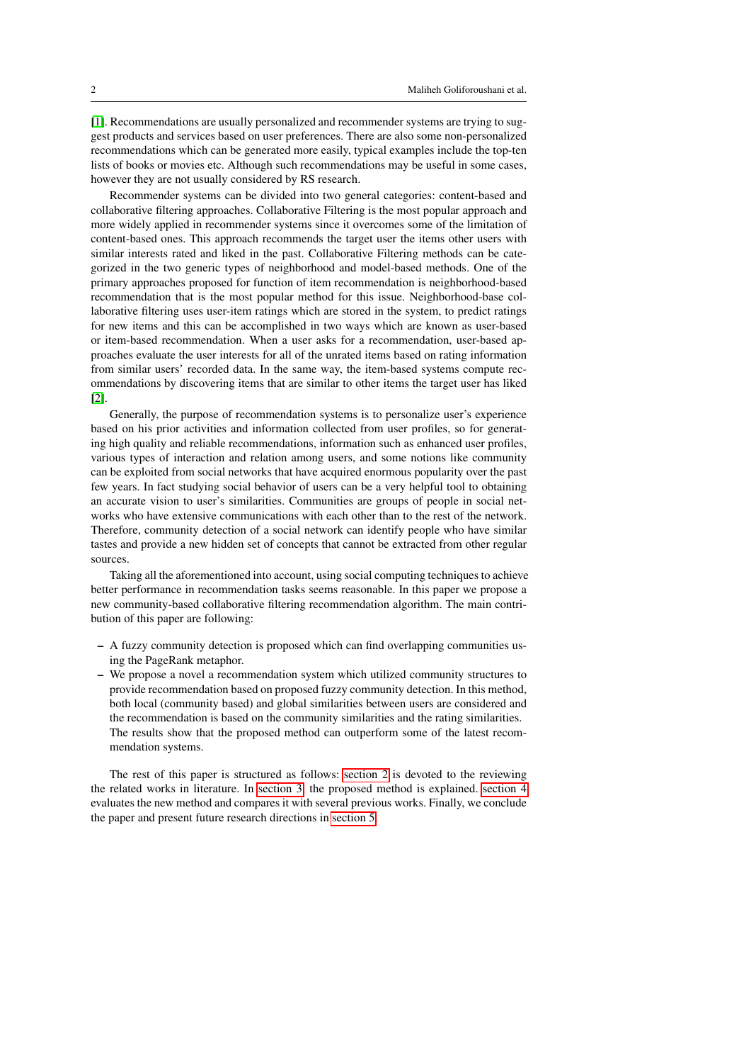[1]. Recommendations are usually personalized and recommender systems are trying to suggest products and services based on user preferences. There are also some non-personalized recommendations which can be generated more easily, typical examples include the top-ten lists of books or movies etc. Although such recommendations may be useful in some cases, however they are not usually considered by RS research.

Recommender systems can be divided into two general categories: content-based and collaborative filtering approaches. Collaborative Filtering is the most popular approach and more widely applied in recommender systems since it overcomes some of the limitation of content-based ones. This approach recommends the target user the items other users with similar interests rated and liked in the past. Collaborative Filtering methods can be categorized in the two generic types of neighborhood and model-based methods. One of the primary approaches proposed for function of item recommendation is neighborhood-based recommendation that is the most popular method for this issue. Neighborhood-base collaborative filtering uses user-item ratings which are stored in the system, to predict ratings for new items and this can be accomplished in two ways which are known as user-based or item-based recommendation. When a user asks for a recommendation, user-based approaches evaluate the user interests for all of the unrated items based on rating information from similar users' recorded data. In the same way, the item-based systems compute recommendations by discovering items that are similar to other items the target user has liked [2].

Generally, the purpose of recommendation systems is to personalize user's experience based on his prior activities and information collected from user profiles, so for generating high quality and reliable recommendations, information such as enhanced user profiles, various types of interaction and relation among users, and some notions like community can be exploited from social networks that have acquired enormous popularity over the past few years. In fact studying social behavior of users can be a very helpful tool to obtaining an accurate vision to user's similarities. Communities are groups of people in social networks who have extensive communications with each other than to the rest of the network. Therefore, community detection of a social network can identify people who have similar tastes and provide a new hidden set of concepts that cannot be extracted from other regular sources.

Taking all the aforementioned into account, using social computing techniques to achieve better performance in recommendation tasks seems reasonable. In this paper we propose a new community-based collaborative filtering recommendation algorithm. The main contribution of this paper are following:

- A fuzzy community detection is proposed which can find overlapping communities using the PageRank metaphor.
- We propose a novel a recommendation system which utilized community structures to provide recommendation based on proposed fuzzy community detection. In this method, both local (community based) and global similarities between users are considered and the recommendation is based on the community similarities and the rating similarities. The results show that the proposed method can outperform some of the latest recommendation systems.

The rest of this paper is structured as follows: section 2 is devoted to the reviewing the related works in literature. In section 3, the proposed method is explained. section 4 evaluates the new method and compares it with several previous works. Finally, we conclude the paper and present future research directions in section 5.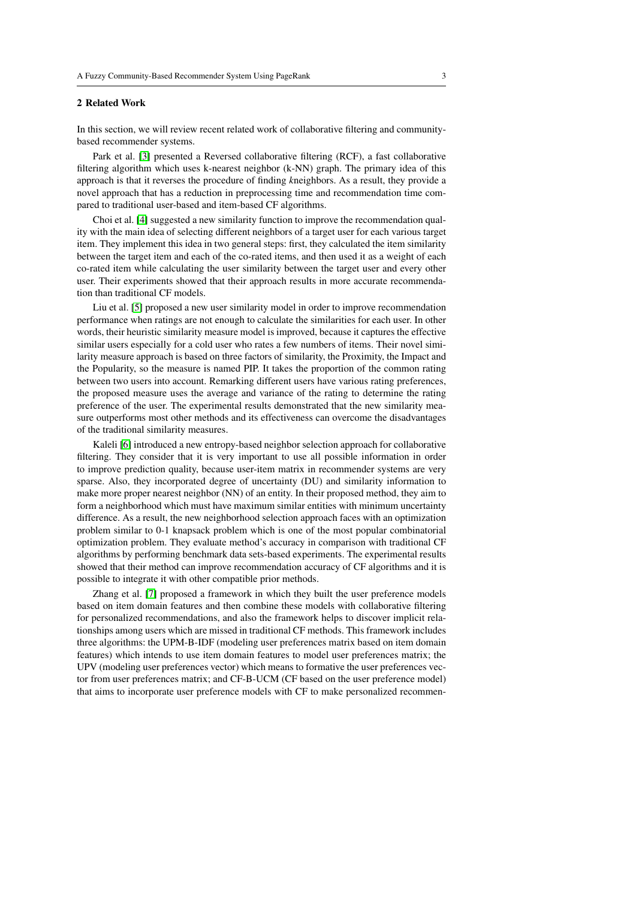## 2 Related Work

In this section, we will review recent related work of collaborative filtering and community-based recommender systems.

Park et al. [3] presented a Reversed collaborative filtering (RCF), a fast collaborative filtering algorithm which uses k-nearest neighbor (k-NN) graph. The primary idea of this approach is that it reverses the procedure of finding *k*neighbors. As a result, they provide a novel approach that has a reduction in preprocessing time and recommendation time compared to traditional user-based and item-based CF algorithms.

Choi et al. [4] suggested a new similarity function to improve the recommendation quality with the main idea of selecting different neighbors of a target user for each various target item. They implement this idea in two general steps: first, they calculated the item similarity between the target item and each of the co-rated items, and then used it as a weight of each co-rated item while calculating the user similarity between the target user and every other user. Their experiments showed that their approach results in more accurate recommendation than traditional CF models.

Liu et al. [5] proposed a new user similarity model in order to improve recommendation performance when ratings are not enough to calculate the similarities for each user. In other words, their heuristic similarity measure model is improved, because it captures the effective similar users especially for a cold user who rates a few numbers of items. Their novel similarity measure approach is based on three factors of similarity, the Proximity, the Impact and the Popularity, so the measure is named PIP. It takes the proportion of the common rating between two users into account. Remarking different users have various rating preferences, the proposed measure uses the average and variance of the rating to determine the rating preference of the user. The experimental results demonstrated that the new similarity measure outperforms most other methods and its effectiveness can overcome the disadvantages of the traditional similarity measures.

Kaleli [6] introduced a new entropy-based neighbor selection approach for collaborative filtering. They consider that it is very important to use all possible information in order to improve prediction quality, because user-item matrix in recommender systems are very sparse. Also, they incorporated degree of uncertainty (DU) and similarity information to make more proper nearest neighbor (NN) of an entity. In their proposed method, they aim to form a neighborhood which must have maximum similar entities with minimum uncertainty difference. As a result, the new neighborhood selection approach faces with an optimization problem similar to 0-1 knapsack problem which is one of the most popular combinatorial optimization problem. They evaluate method's accuracy in comparison with traditional CF algorithms by performing benchmark data sets-based experiments. The experimental results showed that their method can improve recommendation accuracy of CF algorithms and it is possible to integrate it with other compatible prior methods.

Zhang et al. [7] proposed a framework in which they built the user preference models based on item domain features and then combine these models with collaborative filtering for personalized recommendations, and also the framework helps to discover implicit relationships among users which are missed in traditional CF methods. This framework includes three algorithms: the UPM-B-IDF (modeling user preferences matrix based on item domain features) which intends to use item domain features to model user preferences matrix; the UPV (modeling user preferences vector) which means to formative the user preferences vector from user preferences matrix; and CF-B-UCM (CF based on the user preference model) that aims to incorporate user preference models with CF to make personalized recommen-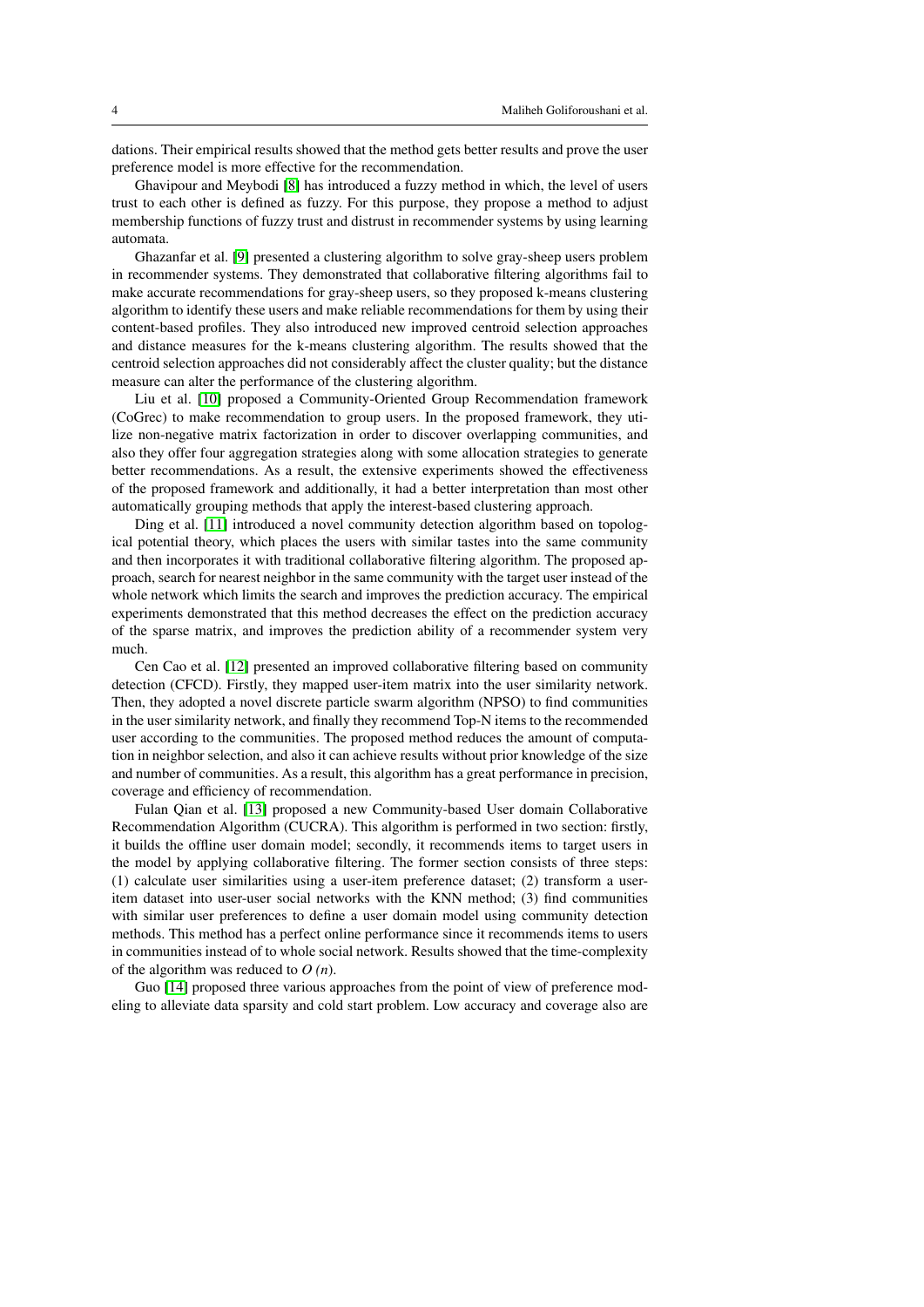dations. Their empirical results showed that the method gets better results and prove the user preference model is more effective for the recommendation.

Ghavipour and Meybodi [8] has introduced a fuzzy method in which, the level of users trust to each other is defined as fuzzy. For this purpose, they propose a method to adjust membership functions of fuzzy trust and distrust in recommender systems by using learning automata.

Ghazanfar et al. [9] presented a clustering algorithm to solve gray-sheep users problem in recommender systems. They demonstrated that collaborative filtering algorithms fail to make accurate recommendations for gray-sheep users, so they proposed k-means clustering algorithm to identify these users and make reliable recommendations for them by using their content-based profiles. They also introduced new improved centroid selection approaches and distance measures for the k-means clustering algorithm. The results showed that the centroid selection approaches did not considerably affect the cluster quality; but the distance measure can alter the performance of the clustering algorithm.

Liu et al. [10] proposed a Community-Oriented Group Recommendation framework (CoGrec) to make recommendation to group users. In the proposed framework, they utilize non-negative matrix factorization in order to discover overlapping communities, and also they offer four aggregation strategies along with some allocation strategies to generate better recommendations. As a result, the extensive experiments showed the effectiveness of the proposed framework and additionally, it had a better interpretation than most other automatically grouping methods that apply the interest-based clustering approach.

Ding et al. [11] introduced a novel community detection algorithm based on topological potential theory, which places the users with similar tastes into the same community and then incorporates it with traditional collaborative filtering algorithm. The proposed approach, search for nearest neighbor in the same community with the target user instead of the whole network which limits the search and improves the prediction accuracy. The empirical experiments demonstrated that this method decreases the effect on the prediction accuracy of the sparse matrix, and improves the prediction ability of a recommender system very much.

Cen Cao et al. [12] presented an improved collaborative filtering based on community detection (CFCD). Firstly, they mapped user-item matrix into the user similarity network. Then, they adopted a novel discrete particle swarm algorithm (NPSO) to find communities in the user similarity network, and finally they recommend Top-N items to the recommended user according to the communities. The proposed method reduces the amount of computation in neighbor selection, and also it can achieve results without prior knowledge of the size and number of communities. As a result, this algorithm has a great performance in precision, coverage and efficiency of recommendation.

Fulan Qian et al. [13] proposed a new Community-based User domain Collaborative Recommendation Algorithm (CUCRA). This algorithm is performed in two section: firstly, it builds the offline user domain model; secondly, it recommends items to target users in the model by applying collaborative filtering. The former section consists of three steps: (1) calculate user similarities using a user-item preference dataset; (2) transform a user-item dataset into user-user social networks with the KNN method; (3) find communities with similar user preferences to define a user domain model using community detection methods. This method has a perfect online performance since it recommends items to users in communities instead of to whole social network. Results showed that the time-complexity of the algorithm was reduced to $O(n)$.

Guo [14] proposed three various approaches from the point of view of preference modeling to alleviate data sparsity and cold start problem. Low accuracy and coverage also are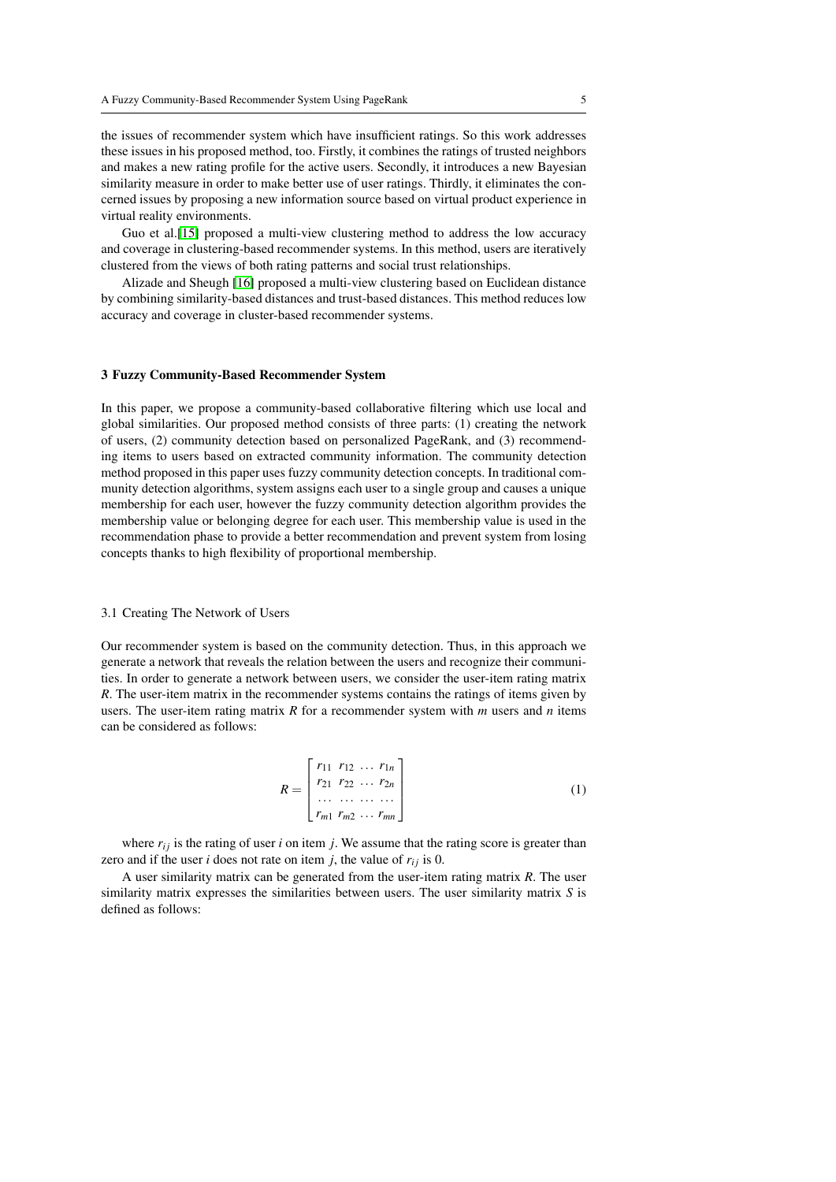the issues of recommender system which have insufficient ratings. So this work addresses these issues in his proposed method, too. Firstly, it combines the ratings of trusted neighbors and makes a new rating profile for the active users. Secondly, it introduces a new Bayesian similarity measure in order to make better use of user ratings. Thirdly, it eliminates the concerned issues by proposing a new information source based on virtual product experience in virtual reality environments.

Guo et al.[15] proposed a multi-view clustering method to address the low accuracy and coverage in clustering-based recommender systems. In this method, users are iteratively clustered from the views of both rating patterns and social trust relationships.

Alizade and Sheugh [16] proposed a multi-view clustering based on Euclidean distance by combining similarity-based distances and trust-based distances. This method reduces low accuracy and coverage in cluster-based recommender systems.

## 3 Fuzzy Community-Based Recommender System

In this paper, we propose a community-based collaborative filtering which use local and global similarities. Our proposed method consists of three parts: (1) creating the network of users, (2) community detection based on personalized PageRank, and (3) recommending items to users based on extracted community information. The community detection method proposed in this paper uses fuzzy community detection concepts. In traditional community detection algorithms, system assigns each user to a single group and causes a unique membership for each user, however the fuzzy community detection algorithm provides the membership value or belonging degree for each user. This membership value is used in the recommendation phase to provide a better recommendation and prevent system from losing concepts thanks to high flexibility of proportional membership.

### 3.1 Creating The Network of Users

Our recommender system is based on the community detection. Thus, in this approach we generate a network that reveals the relation between the users and recognize their communities. In order to generate a network between users, we consider the user-item rating matrix $R$. The user-item matrix in the recommender systems contains the ratings of items given by users. The user-item rating matrix $R$ for a recommender system with $m$ users and $n$ items can be considered as follows:

$$R = \begin{bmatrix} r_{11} & r_{12} & \dots & r_{1n} \\ r_{21} & r_{22} & \dots & r_{2n} \\ \dots & \dots & \dots & \dots \\ r_{m1} & r_{m2} & \dots & r_{mn} \end{bmatrix} \tag{1}$$

where $r_{ij}$ is the rating of user $i$ on item $j$. We assume that the rating score is greater than zero and if the user $i$ does not rate on item $j$, the value of $r_{ij}$ is 0.

A user similarity matrix can be generated from the user-item rating matrix $R$. The user similarity matrix expresses the similarities between users. The user similarity matrix $S$ is defined as follows: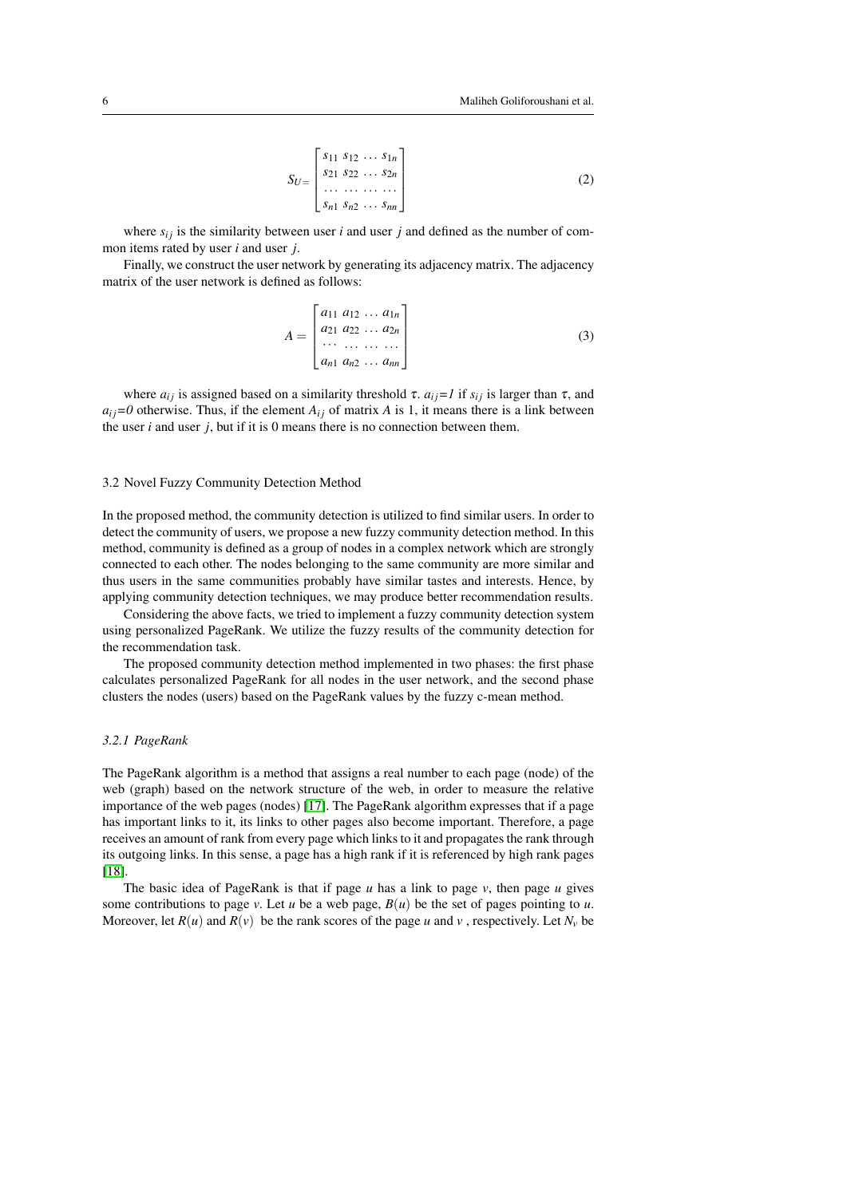$$S_{U=} \begin{bmatrix} s_{11} & s_{12} & \dots & s_{1n} \\ s_{21} & s_{22} & \dots & s_{2n} \\ \dots & \dots & \dots & \dots \\ s_{n1} & s_{n2} & \dots & s_{nn} \end{bmatrix} \tag{2}$$

where $s_{ij}$ is the similarity between user $i$ and user $j$ and defined as the number of common items rated by user $i$ and user $j$.

Finally, we construct the user network by generating its adjacency matrix. The adjacency matrix of the user network is defined as follows:

$$A = \begin{bmatrix} a_{11} & a_{12} & \dots & a_{1n} \\ a_{21} & a_{22} & \dots & a_{2n} \\ \dots & \dots & \dots & \dots \\ a_{n1} & a_{n2} & \dots & a_{nn} \end{bmatrix} \tag{3}$$

where $a_{ij}$ is assigned based on a similarity threshold $\tau$. $a_{ij}=1$ if $s_{ij}$ is larger than $\tau$, and $a_{ij}=0$ otherwise. Thus, if the element $A_{ij}$ of matrix $A$ is 1, it means there is a link between the user $i$ and user $j$, but if it is 0 means there is no connection between them.

## 3.2 Novel Fuzzy Community Detection Method

In the proposed method, the community detection is utilized to find similar users. In order to detect the community of users, we propose a new fuzzy community detection method. In this method, community is defined as a group of nodes in a complex network which are strongly connected to each other. The nodes belonging to the same community are more similar and thus users in the same communities probably have similar tastes and interests. Hence, by applying community detection techniques, we may produce better recommendation results.

Considering the above facts, we tried to implement a fuzzy community detection system using personalized PageRank. We utilize the fuzzy results of the community detection for the recommendation task.

The proposed community detection method implemented in two phases: the first phase calculates personalized PageRank for all nodes in the user network, and the second phase clusters the nodes (users) based on the PageRank values by the fuzzy c-mean method.

### *3.2.1 PageRank*

The PageRank algorithm is a method that assigns a real number to each page (node) of the web (graph) based on the network structure of the web, in order to measure the relative importance of the web pages (nodes) [17]. The PageRank algorithm expresses that if a page has important links to it, its links to other pages also become important. Therefore, a page receives an amount of rank from every page which links to it and propagates the rank through its outgoing links. In this sense, a page has a high rank if it is referenced by high rank pages [18].

The basic idea of PageRank is that if page $u$ has a link to page $v$, then page $u$ gives some contributions to page $v$. Let $u$ be a web page, $B(u)$ be the set of pages pointing to $u$. Moreover, let $R(u)$ and $R(v)$ be the rank scores of the page $u$ and $v$ , respectively. Let $N_v$ be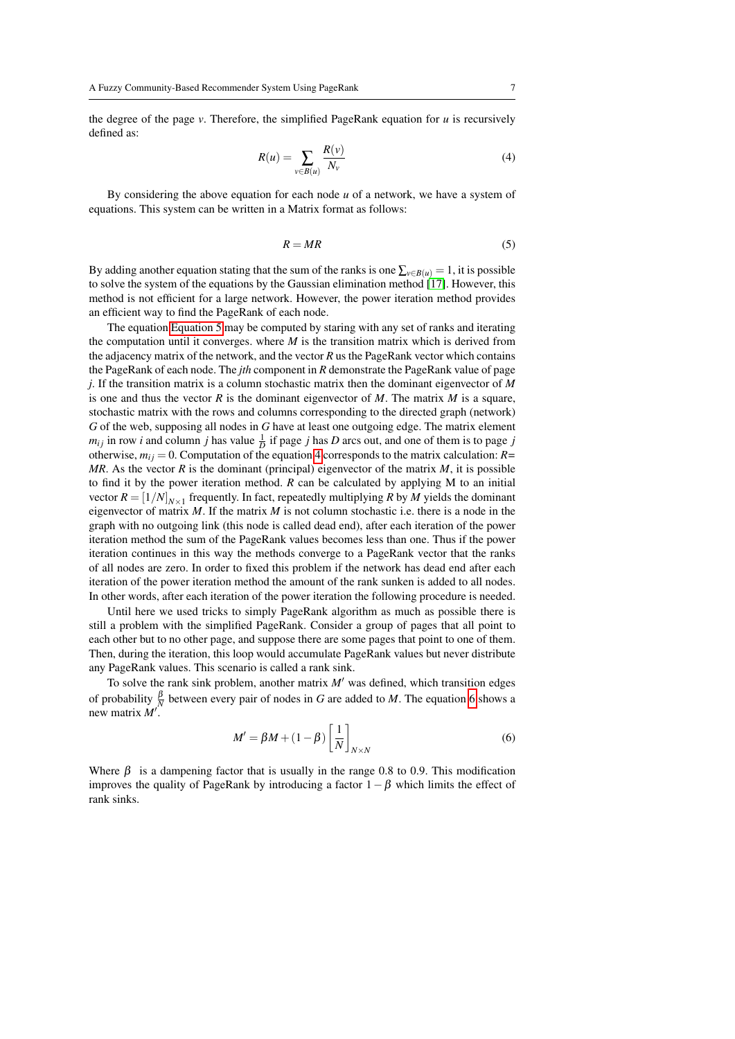the degree of the page $v$. Therefore, the simplified PageRank equation for $u$ is recursively defined as:

$$R(u) = \sum_{v \in B(u)} \frac{R(v)}{N_v} \tag{4}$$

By considering the above equation for each node $u$ of a network, we have a system of equations. This system can be written in a Matrix format as follows:

$$R = MR \tag{5}$$

By adding another equation stating that the sum of the ranks is one $\sum_{v \in B(u)} = 1$, it is possible to solve the system of the equations by the Gaussian elimination method [17]. However, this method is not efficient for a large network. However, the power iteration method provides an efficient way to find the PageRank of each node.

The equation Equation 5 may be computed by staring with any set of ranks and iterating the computation until it converges. where $M$ is the transition matrix which is derived from the adjacency matrix of the network, and the vector $R$ us the PageRank vector which contains the PageRank of each node. The *jth* component in $R$ demonstrate the PageRank value of page $j$. If the transition matrix is a column stochastic matrix then the dominant eigenvector of $M$ is one and thus the vector $R$ is the dominant eigenvector of $M$. The matrix $M$ is a square, stochastic matrix with the rows and columns corresponding to the directed graph (network) $G$ of the web, supposing all nodes in $G$ have at least one outgoing edge. The matrix element $m_{ij}$ in row $i$ and column $j$ has value $\frac{1}{D}$ if page $j$ has $D$ arcs out, and one of them is to page $j$ otherwise, $m_{ij} = 0$. Computation of the equation 4 corresponds to the matrix calculation: $R = MR$. As the vector $R$ is the dominant (principal) eigenvector of the matrix $M$, it is possible to find it by the power iteration method. $R$ can be calculated by applying M to an initial vector $R = [1/N]_{N \times 1}$ frequently. In fact, repeatedly multiplying $R$ by $M$ yields the dominant eigenvector of matrix $M$. If the matrix $M$ is not column stochastic i.e. there is a node in the graph with no outgoing link (this node is called dead end), after each iteration of the power iteration method the sum of the PageRank values becomes less than one. Thus if the power iteration continues in this way the methods converge to a PageRank vector that the ranks of all nodes are zero. In order to fixed this problem if the network has dead end after each iteration of the power iteration method the amount of the rank sunken is added to all nodes. In other words, after each iteration of the power iteration the following procedure is needed.

Until here we used tricks to simply PageRank algorithm as much as possible there is still a problem with the simplified PageRank. Consider a group of pages that all point to each other but to no other page, and suppose there are some pages that point to one of them. Then, during the iteration, this loop would accumulate PageRank values but never distribute any PageRank values. This scenario is called a rank sink.

To solve the rank sink problem, another matrix $M'$ was defined, which transition edges of probability $\frac{\beta}{N}$ between every pair of nodes in $G$ are added to $M$. The equation 6 shows a new matrix $M'$.

$$M' = \beta M + (1 - \beta) \left[ \frac{1}{N} \right]_{N \times N} \tag{6}$$

Where $\beta$ is a dampening factor that is usually in the range 0.8 to 0.9. This modification improves the quality of PageRank by introducing a factor $1 - \beta$ which limits the effect of rank sinks.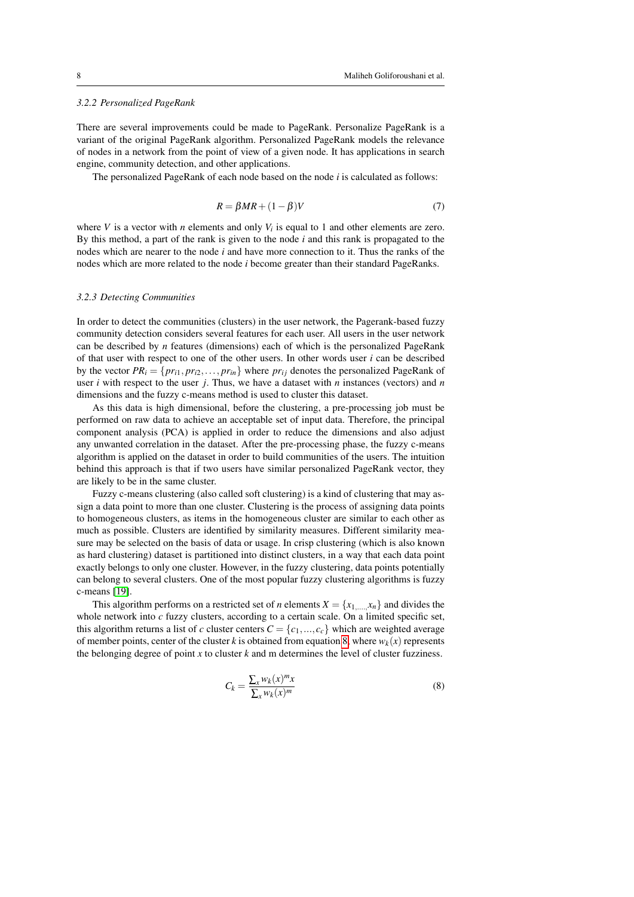#### 3.2.2 Personalized PageRank

There are several improvements could be made to PageRank. Personalize PageRank is a variant of the original PageRank algorithm. Personalized PageRank models the relevance of nodes in a network from the point of view of a given node. It has applications in search engine, community detection, and other applications.

The personalized PageRank of each node based on the node $i$ is calculated as follows:

$$R = \beta MR + (1 - \beta)V \tag{7}$$

where $V$ is a vector with $n$ elements and only $V_i$ is equal to 1 and other elements are zero. By this method, a part of the rank is given to the node $i$ and this rank is propagated to the nodes which are nearer to the node $i$ and have more connection to it. Thus the ranks of the nodes which are more related to the node $i$ become greater than their standard PageRanks.

#### 3.2.3 Detecting Communities

In order to detect the communities (clusters) in the user network, the Pagerank-based fuzzy community detection considers several features for each user. All users in the user network can be described by $n$ features (dimensions) each of which is the personalized PageRank of that user with respect to one of the other users. In other words user $i$ can be described by the vector $PR_i = \{pr_{i1}, pr_{i2}, \ldots, pr_{in}\}$ where $pr_{ij}$ denotes the personalized PageRank of user $i$ with respect to the user $j$. Thus, we have a dataset with $n$ instances (vectors) and $n$ dimensions and the fuzzy c-means method is used to cluster this dataset.

As this data is high dimensional, before the clustering, a pre-processing job must be performed on raw data to achieve an acceptable set of input data. Therefore, the principal component analysis (PCA) is applied in order to reduce the dimensions and also adjust any unwanted correlation in the dataset. After the pre-processing phase, the fuzzy c-means algorithm is applied on the dataset in order to build communities of the users. The intuition behind this approach is that if two users have similar personalized PageRank vector, they are likely to be in the same cluster.

Fuzzy c-means clustering (also called soft clustering) is a kind of clustering that may assign a data point to more than one cluster. Clustering is the process of assigning data points to homogeneous clusters, as items in the homogeneous cluster are similar to each other as much as possible. Clusters are identified by similarity measures. Different similarity measure may be selected on the basis of data or usage. In crisp clustering (which is also known as hard clustering) dataset is partitioned into distinct clusters, in a way that each data point exactly belongs to only one cluster. However, in the fuzzy clustering, data points potentially can belong to several clusters. One of the most popular fuzzy clustering algorithms is fuzzy c-means [19].

This algorithm performs on a restricted set of $n$ elements $X = \{x_{1,\ldots,}x_n\}$ and divides the whole network into $c$ fuzzy clusters, according to a certain scale. On a limited specific set, this algorithm returns a list of $c$ cluster centers $C = \{c_1, \ldots, c_c\}$ which are weighted average of member points, center of the cluster $k$ is obtained from equation 8, where $w_k(x)$ represents the belonging degree of point $x$ to cluster $k$ and m determines the level of cluster fuzziness.

$$C_k = \frac{\sum_x w_k(x)^m x}{\sum_x w_k(x)^m} \tag{8}$$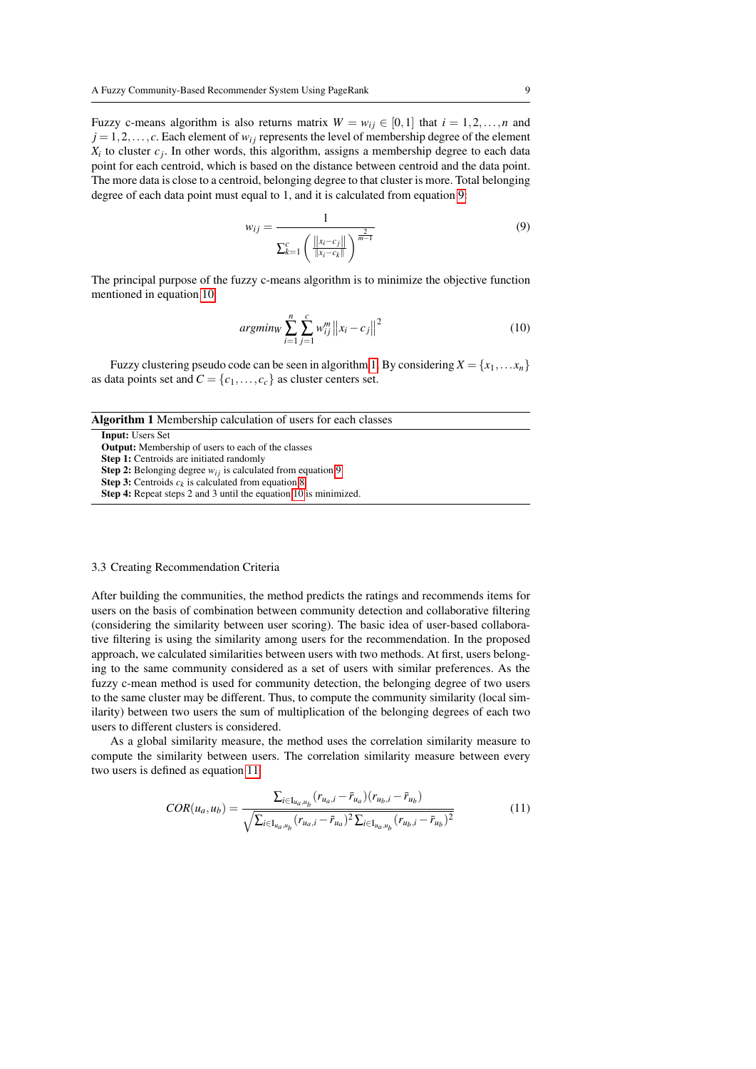Fuzzy c-means algorithm is also returns matrix $W = w_{ij} \in [0,1]$ that $i = 1,2,\ldots,n$ and $j = 1,2,\ldots,c$. Each element of $w_{ij}$ represents the level of membership degree of the element $X_i$ to cluster $c_j$. In other words, this algorithm, assigns a membership degree to each data point for each centroid, which is based on the distance between centroid and the data point. The more data is close to a centroid, belonging degree to that cluster is more. Total belonging degree of each data point must equal to 1, and it is calculated from equation 9:

$$w_{ij} = \frac{1}{\sum_{k=1}^{c}\left(\frac{\|x_i - c_j\|}{\|x_i - c_k\|}\right)^{\frac{2}{m-1}}} \tag{9}$$

The principal purpose of the fuzzy c-means algorithm is to minimize the objective function mentioned in equation 10

$$argmin_W \sum_{i=1}^{n}\sum_{j=1}^{c} w_{ij}^{m} \left\|x_i - c_j\right\|^2 \tag{10}$$

Fuzzy clustering pseudo code can be seen in algorithm 1. By considering $X = \{x_1, \ldots x_n\}$ as data points set and $C = \{c_1, \ldots, c_c\}$ as cluster centers set.

**Algorithm 1** Membership calculation of users for each classes

**Input:** Users Set
**Output:** Membership of users to each of the classes
**Step 1:** Centroids are initiated randomly
**Step 2:** Belonging degree $w_{ij}$ is calculated from equation 9
**Step 3:** Centroids $c_k$ is calculated from equation 8
**Step 4:** Repeat steps 2 and 3 until the equation 10 is minimized.

### 3.3 Creating Recommendation Criteria

After building the communities, the method predicts the ratings and recommends items for users on the basis of combination between community detection and collaborative filtering (considering the similarity between user scoring). The basic idea of user-based collaborative filtering is using the similarity among users for the recommendation. In the proposed approach, we calculated similarities between users with two methods. At first, users belonging to the same community considered as a set of users with similar preferences. As the fuzzy c-mean method is used for community detection, the belonging degree of two users to the same cluster may be different. Thus, to compute the community similarity (local similarity) between two users the sum of multiplication of the belonging degrees of each two users to different clusters is considered.

As a global similarity measure, the method uses the correlation similarity measure to compute the similarity between users. The correlation similarity measure between every two users is defined as equation 11.

$$COR(u_a, u_b) = \frac{\sum_{i \in I_{u_a,u_b}} (r_{u_a,i} - \bar{r}_{u_a})(r_{u_b,i} - \bar{r}_{u_b})}{\sqrt{\sum_{i \in I_{u_a,u_b}} (r_{u_a,i} - \bar{r}_{u_a})^2 \sum_{i \in I_{u_a,u_b}} (r_{u_b,i} - \bar{r}_{u_b})^2}} \tag{11}$$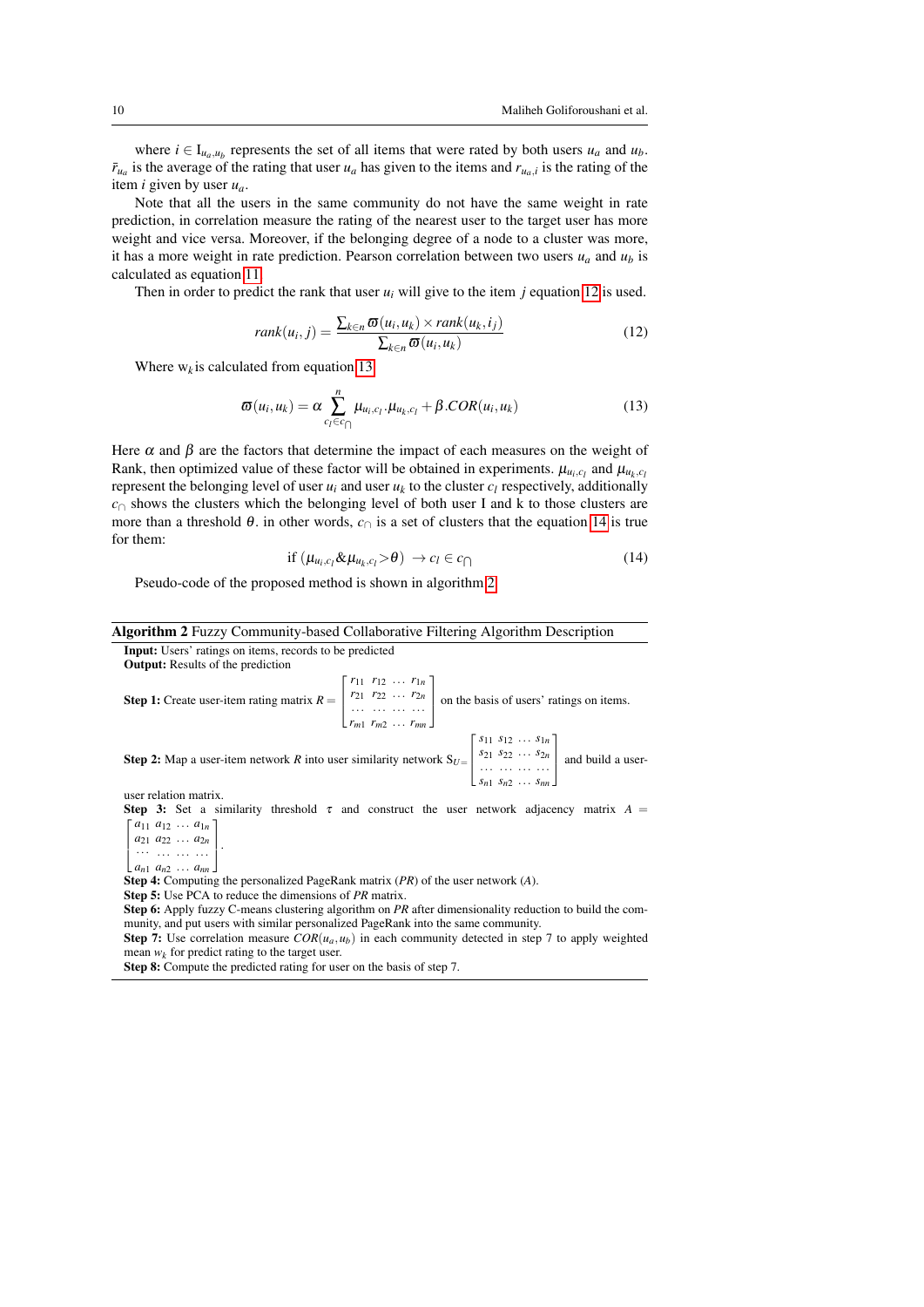where $i \in I_{u_a,u_b}$ represents the set of all items that were rated by both users $u_a$ and $u_b$. $\bar{r}_{u_a}$ is the average of the rating that user $u_a$ has given to the items and $r_{u_a,i}$ is the rating of the item $i$ given by user $u_a$.

Note that all the users in the same community do not have the same weight in rate prediction, in correlation measure the rating of the nearest user to the target user has more weight and vice versa. Moreover, if the belonging degree of a node to a cluster was more, it has a more weight in rate prediction. Pearson correlation between two users $u_a$ and $u_b$ is calculated as equation 11.

Then in order to predict the rank that user $u_i$ will give to the item $j$ equation 12 is used.

$$rank(u_i, j) = \frac{\sum_{k \in n} \varpi(u_i, u_k) \times rank(u_k, i_j)}{\sum_{k \in n} \varpi(u_i, u_k)} \tag{12}$$

Where $w_k$ is calculated from equation 13.

$$\varpi(u_i, u_k) = \alpha \sum_{c_l \in c_\cap}^{n} \mu_{u_i,c_l} . \mu_{u_k,c_l} + \beta . COR(u_i, u_k) \tag{13}$$

Here $\alpha$ and $\beta$ are the factors that determine the impact of each measures on the weight of Rank, then optimized value of these factor will be obtained in experiments. $\mu_{u_i,c_l}$ and $\mu_{u_k,c_l}$ represent the belonging level of user $u_i$ and user $u_k$ to the cluster $c_l$ respectively, additionally $c_\cap$ shows the clusters which the belonging level of both user I and k to those clusters are more than a threshold $\theta$. in other words, $c_\cap$ is a set of clusters that the equation 14 is true for them:

$$\text{if } (\mu_{u_i,c_l} \& \mu_{u_k,c_l} > \theta) \rightarrow c_l \in c_\cap \tag{14}$$

Pseudo-code of the proposed method is shown in algorithm 2.

---

**Algorithm 2** Fuzzy Community-based Collaborative Filtering Algorithm Description

**Input:** Users' ratings on items, records to be predicted
**Output:** Results of the prediction

**Step 1:** Create user-item rating matrix $R = \begin{bmatrix} r_{11} & r_{12} & \dots & r_{1n} \\ r_{21} & r_{22} & \dots & r_{2n} \\ \dots & \dots & \dots & \dots \\ r_{m1} & r_{m2} & \dots & r_{mn} \end{bmatrix}$ on the basis of users' ratings on items.

**Step 2:** Map a user-item network $R$ into user similarity network $S_U = \begin{bmatrix} s_{11} & s_{12} & \dots & s_{1n} \\ s_{21} & s_{22} & \dots & s_{2n} \\ \dots & \dots & \dots & \dots \\ s_{n1} & s_{n2} & \dots & s_{nn} \end{bmatrix}$ and build a user-user relation matrix.

**Step 3:** Set a similarity threshold $\tau$ and construct the user network adjacency matrix $A = \begin{bmatrix} a_{11} & a_{12} & \dots & a_{1n} \\ a_{21} & a_{22} & \dots & a_{2n} \\ \dots & \dots & \dots & \dots \\ a_{n1} & a_{n2} & \dots & a_{nn} \end{bmatrix}$.

**Step 4:** Computing the personalized PageRank matrix (*PR*) of the user network (*A*).

**Step 5:** Use PCA to reduce the dimensions of *PR* matrix.

**Step 6:** Apply fuzzy C-means clustering algorithm on *PR* after dimensionality reduction to build the community, and put users with similar personalized PageRank into the same community.

**Step 7:** Use correlation measure $COR(u_a, u_b)$ in each community detected in step 7 to apply weighted mean $w_k$ for predict rating to the target user.

**Step 8:** Compute the predicted rating for user on the basis of step 7.

---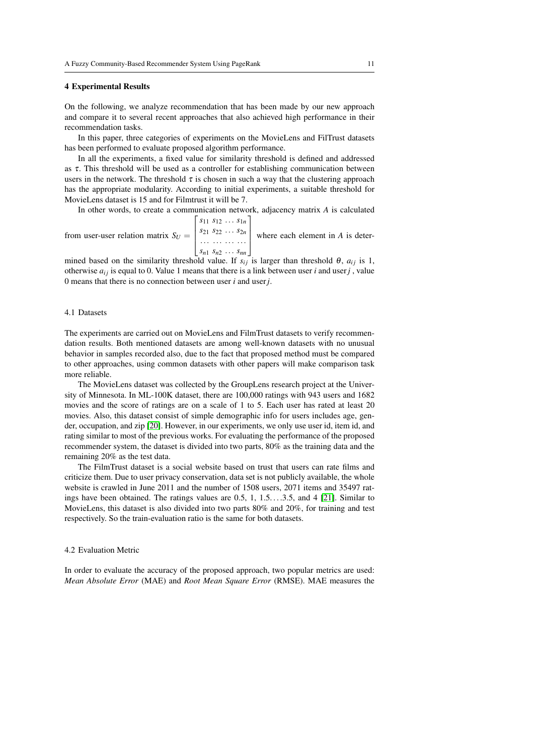## 4 Experimental Results

On the following, we analyze recommendation that has been made by our new approach and compare it to several recent approaches that also achieved high performance in their recommendation tasks.

In this paper, three categories of experiments on the MovieLens and FilTrust datasets has been performed to evaluate proposed algorithm performance.

In all the experiments, a fixed value for similarity threshold is defined and addressed as $\tau$. This threshold will be used as a controller for establishing communication between users in the network. The threshold $\tau$ is chosen in such a way that the clustering approach has the appropriate modularity. According to initial experiments, a suitable threshold for MovieLens dataset is 15 and for Filmtrust it will be 7.

In other words, to create a communication network, adjacency matrix $A$ is calculated from user-user relation matrix $S_U = \begin{bmatrix} s_{11} & s_{12} & \dots & s_{1n} \\ s_{21} & s_{22} & \dots & s_{2n} \\ \dots & \dots & \dots & \dots \\ s_{n1} & s_{n2} & \dots & s_{nn} \end{bmatrix}$ where each element in $A$ is determined based on the similarity threshold value. If $s_{ij}$ is larger than threshold $\theta$, $a_{ij}$ is 1, otherwise $a_{ij}$ is equal to 0. Value 1 means that there is a link between user $i$ and user $j$ , value 0 means that there is no connection between user $i$ and user $j$.

### 4.1 Datasets

The experiments are carried out on MovieLens and FilmTrust datasets to verify recommendation results. Both mentioned datasets are among well-known datasets with no unusual behavior in samples recorded also, due to the fact that proposed method must be compared to other approaches, using common datasets with other papers will make comparison task more reliable.

The MovieLens dataset was collected by the GroupLens research project at the University of Minnesota. In ML-100K dataset, there are 100,000 ratings with 943 users and 1682 movies and the score of ratings are on a scale of 1 to 5. Each user has rated at least 20 movies. Also, this dataset consist of simple demographic info for users includes age, gender, occupation, and zip [20]. However, in our experiments, we only use user id, item id, and rating similar to most of the previous works. For evaluating the performance of the proposed recommender system, the dataset is divided into two parts, 80% as the training data and the remaining 20% as the test data.

The FilmTrust dataset is a social website based on trust that users can rate films and criticize them. Due to user privacy conservation, data set is not publicly available, the whole website is crawled in June 2011 and the number of 1508 users, 2071 items and 35497 ratings have been obtained. The ratings values are 0.5, 1, 1.5....3.5, and 4 [21]. Similar to MovieLens, this dataset is also divided into two parts 80% and 20%, for training and test respectively. So the train-evaluation ratio is the same for both datasets.

### 4.2 Evaluation Metric

In order to evaluate the accuracy of the proposed approach, two popular metrics are used: *Mean Absolute Error* (MAE) and *Root Mean Square Error* (RMSE). MAE measures the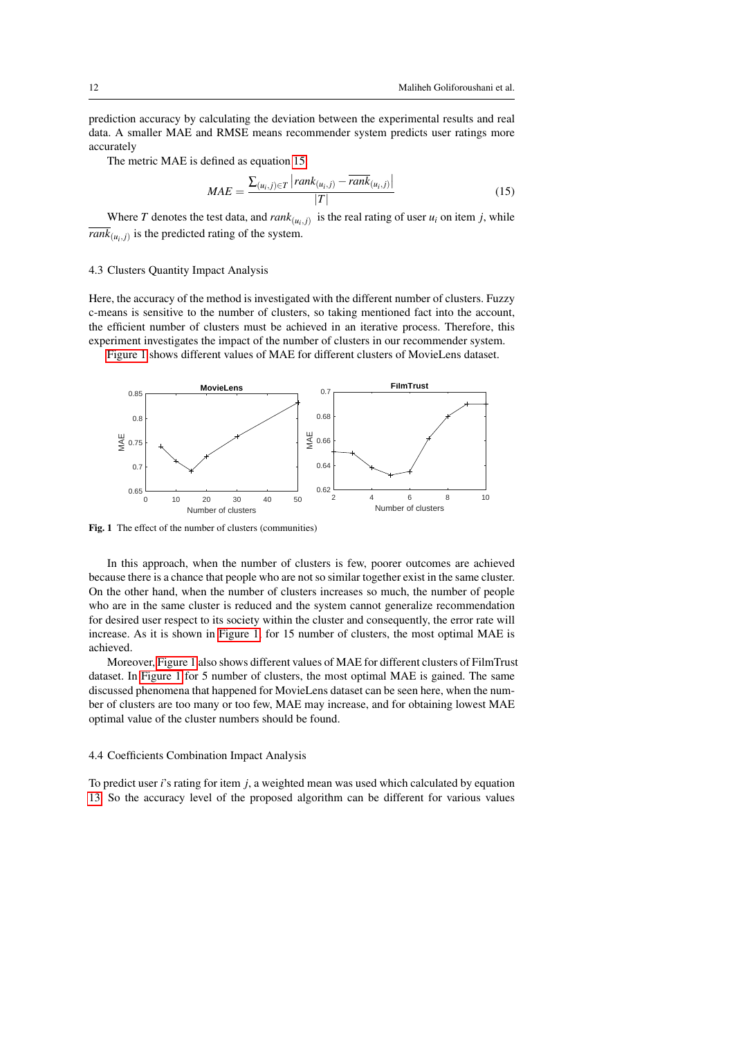prediction accuracy by calculating the deviation between the experimental results and real data. A smaller MAE and RMSE means recommender system predicts user ratings more accurately

The metric MAE is defined as equation 15

$$MAE = \frac{\sum_{(u_i,j)\in T} \left| rank_{(u_i,j)} - \overline{rank}_{(u_i,j)} \right|}{|T|} \tag{15}$$

Where $T$ denotes the test data, and $rank_{(u_i,j)}$ is the real rating of user $u_i$ on item $j$, while $\overline{rank}_{(u_i,j)}$ is the predicted rating of the system.

### 4.3 Clusters Quantity Impact Analysis

Here, the accuracy of the method is investigated with the different number of clusters. Fuzzy c-means is sensitive to the number of clusters, so taking mentioned fact into the account, the efficient number of clusters must be achieved in an iterative process. Therefore, this experiment investigates the impact of the number of clusters in our recommender system.

Figure 1 shows different values of MAE for different clusters of MovieLens dataset.

MovieLens
MAE
0.85
0.8
0.75
0.7
0.65
0
10
20
30
40
50
Number of clusters

FilmTrust
MAE
0.7
0.68
0.66
0.64
0.62
2
4
6
8
10
Number of clusters

**Fig. 1** The effect of the number of clusters (communities)

In this approach, when the number of clusters is few, poorer outcomes are achieved because there is a chance that people who are not so similar together exist in the same cluster. On the other hand, when the number of clusters increases so much, the number of people who are in the same cluster is reduced and the system cannot generalize recommendation for desired user respect to its society within the cluster and consequently, the error rate will increase. As it is shown in Figure 1, for 15 number of clusters, the most optimal MAE is achieved.

Moreover, Figure 1 also shows different values of MAE for different clusters of FilmTrust dataset. In Figure 1 for 5 number of clusters, the most optimal MAE is gained. The same discussed phenomena that happened for MovieLens dataset can be seen here, when the number of clusters are too many or too few, MAE may increase, and for obtaining lowest MAE optimal value of the cluster numbers should be found.

### 4.4 Coefficients Combination Impact Analysis

To predict user $i$'s rating for item $j$, a weighted mean was used which calculated by equation 13. So the accuracy level of the proposed algorithm can be different for various values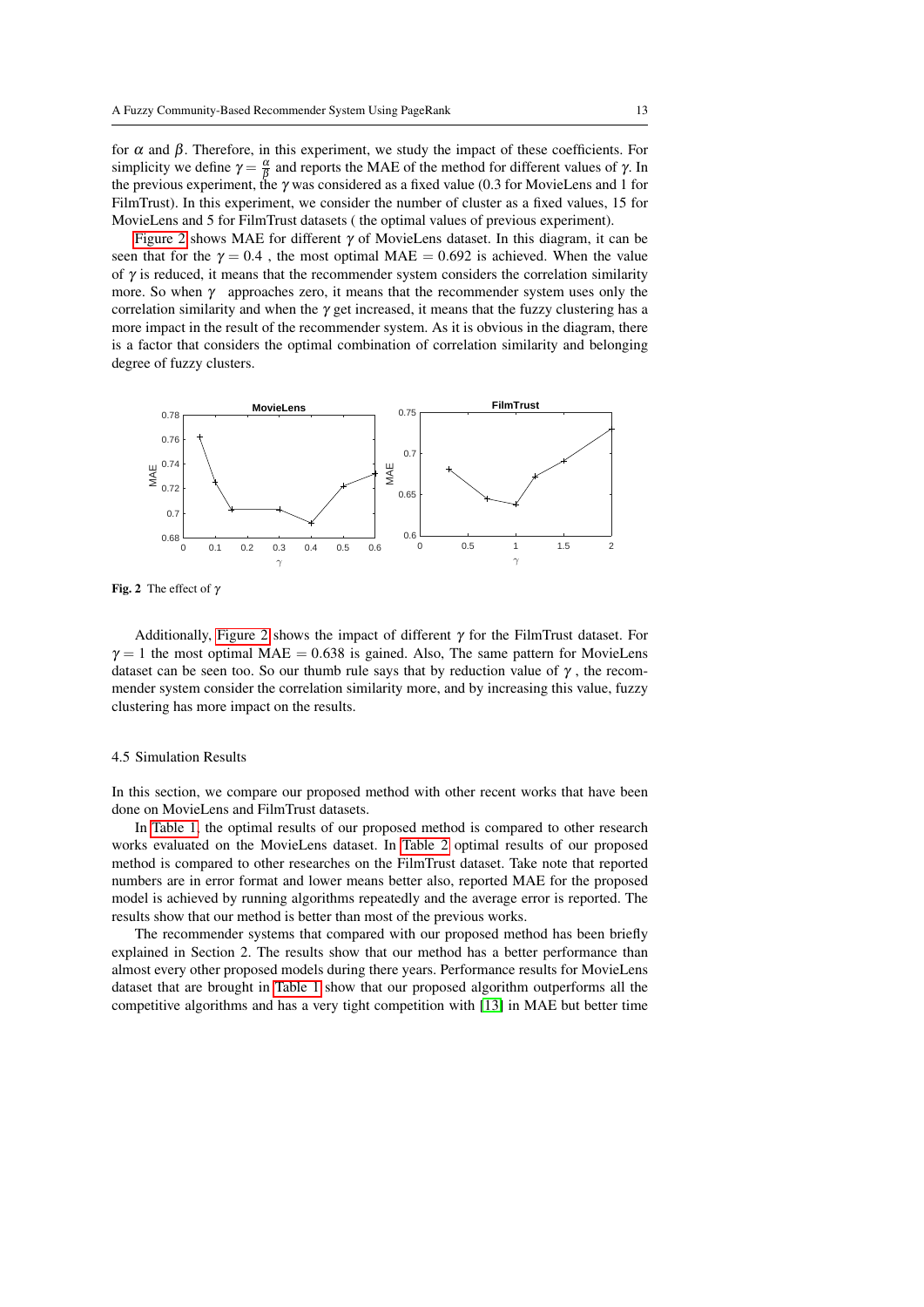for $\alpha$ and $\beta$. Therefore, in this experiment, we study the impact of these coefficients. For simplicity we define $\gamma = \frac{\alpha}{\beta}$ and reports the MAE of the method for different values of $\gamma$. In the previous experiment, the $\gamma$ was considered as a fixed value (0.3 for MovieLens and 1 for FilmTrust). In this experiment, we consider the number of cluster as a fixed values, 15 for MovieLens and 5 for FilmTrust datasets ( the optimal values of previous experiment).

Figure 2 shows MAE for different $\gamma$ of MovieLens dataset. In this diagram, it can be seen that for the $\gamma = 0.4$ , the most optimal MAE $= 0.692$ is achieved. When the value of $\gamma$ is reduced, it means that the recommender system considers the correlation similarity more. So when $\gamma$ approaches zero, it means that the recommender system uses only the correlation similarity and when the $\gamma$ get increased, it means that the fuzzy clustering has a more impact in the result of the recommender system. As it is obvious in the diagram, there is a factor that considers the optimal combination of correlation similarity and belonging degree of fuzzy clusters.

MovieLens

MAE

0.78
0.76
0.74
0.72
0.7
0.68

0 0.1 0.2 0.3 0.4 0.5 0.6

$\gamma$

FilmTrust

MAE

0.75
0.7
0.65
0.6

0 0.5 1 1.5 2

$\gamma$

**Fig. 2** The effect of $\gamma$

Additionally, Figure 2 shows the impact of different $\gamma$ for the FilmTrust dataset. For $\gamma = 1$ the most optimal MAE $= 0.638$ is gained. Also, The same pattern for MovieLens dataset can be seen too. So our thumb rule says that by reduction value of $\gamma$ , the recommender system consider the correlation similarity more, and by increasing this value, fuzzy clustering has more impact on the results.

### 4.5 Simulation Results

In this section, we compare our proposed method with other recent works that have been done on MovieLens and FilmTrust datasets.

In Table 1, the optimal results of our proposed method is compared to other research works evaluated on the MovieLens dataset. In Table 2 optimal results of our proposed method is compared to other researches on the FilmTrust dataset. Take note that reported numbers are in error format and lower means better also, reported MAE for the proposed model is achieved by running algorithms repeatedly and the average error is reported. The results show that our method is better than most of the previous works.

The recommender systems that compared with our proposed method has been briefly explained in Section 2. The results show that our method has a better performance than almost every other proposed models during there years. Performance results for MovieLens dataset that are brought in Table 1 show that our proposed algorithm outperforms all the competitive algorithms and has a very tight competition with [13] in MAE but better time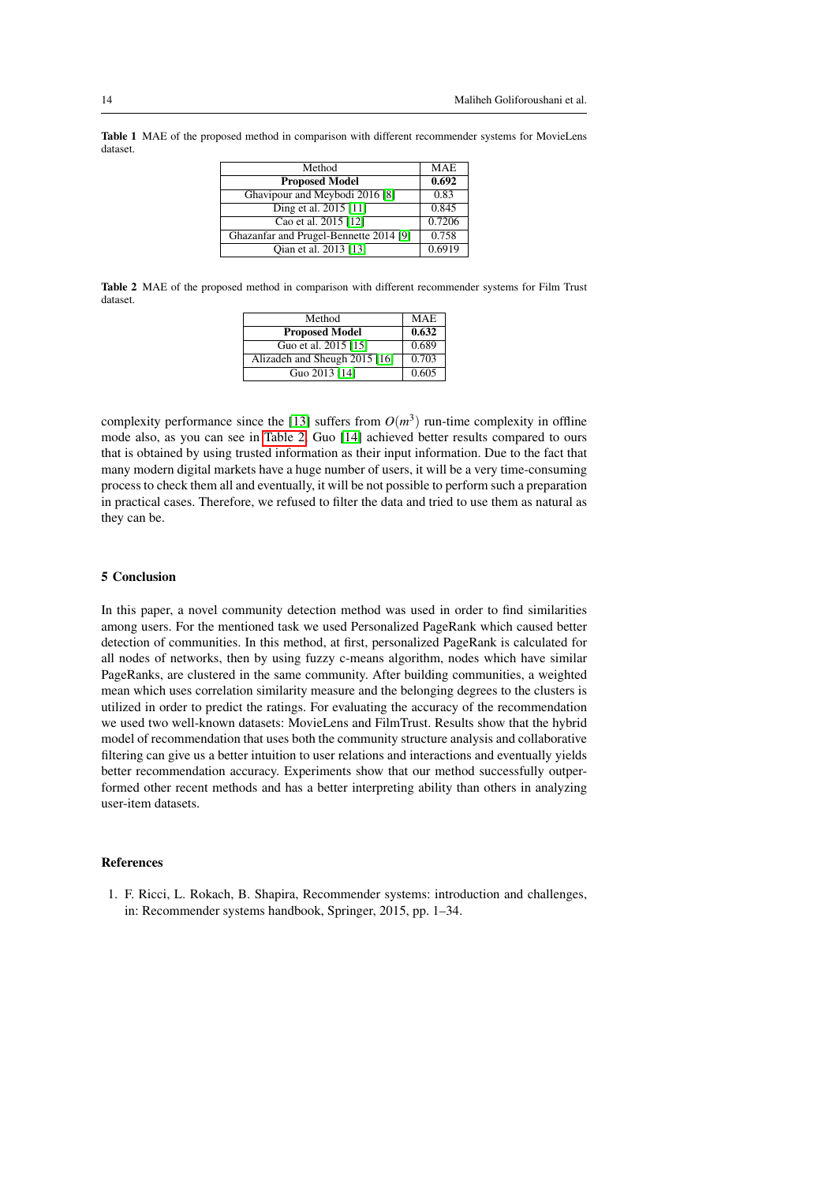**Table 1** MAE of the proposed method in comparison with different recommender systems for MovieLens dataset.

| Method | MAE |
|---|---|
| **Proposed Model** | **0.692** |
| Ghavipour and Meybodi 2016 [8] | 0.83 |
| Ding et al. 2015 [11] | 0.845 |
| Cao et al. 2015 [12] | 0.7206 |
| Ghazanfar and Prugel-Bennette 2014 [9] | 0.758 |
| Qian et al. 2013 [13] | 0.6919 |

**Table 2** MAE of the proposed method in comparison with different recommender systems for Film Trust dataset.

| Method | MAE |
|---|---|
| **Proposed Model** | **0.632** |
| Guo et al. 2015 [15] | 0.689 |
| Alizadeh and Sheugh 2015 [16] | 0.703 |
| Guo 2013 [14] | 0.605 |

complexity performance since the [13] suffers from $O(m^3)$ run-time complexity in offline mode also, as you can see in Table 2, Guo [14] achieved better results compared to ours that is obtained by using trusted information as their input information. Due to the fact that many modern digital markets have a huge number of users, it will be a very time-consuming process to check them all and eventually, it will be not possible to perform such a preparation in practical cases. Therefore, we refused to filter the data and tried to use them as natural as they can be.

## 5 Conclusion

In this paper, a novel community detection method was used in order to find similarities among users. For the mentioned task we used Personalized PageRank which caused better detection of communities. In this method, at first, personalized PageRank is calculated for all nodes of networks, then by using fuzzy c-means algorithm, nodes which have similar PageRanks, are clustered in the same community. After building communities, a weighted mean which uses correlation similarity measure and the belonging degrees to the clusters is utilized in order to predict the ratings. For evaluating the accuracy of the recommendation we used two well-known datasets: MovieLens and FilmTrust. Results show that the hybrid model of recommendation that uses both the community structure analysis and collaborative filtering can give us a better intuition to user relations and interactions and eventually yields better recommendation accuracy. Experiments show that our method successfully outperformed other recent methods and has a better interpreting ability than others in analyzing user-item datasets.

## References

1. F. Ricci, L. Rokach, B. Shapira, Recommender systems: introduction and challenges, in: Recommender systems handbook, Springer, 2015, pp. 1–34.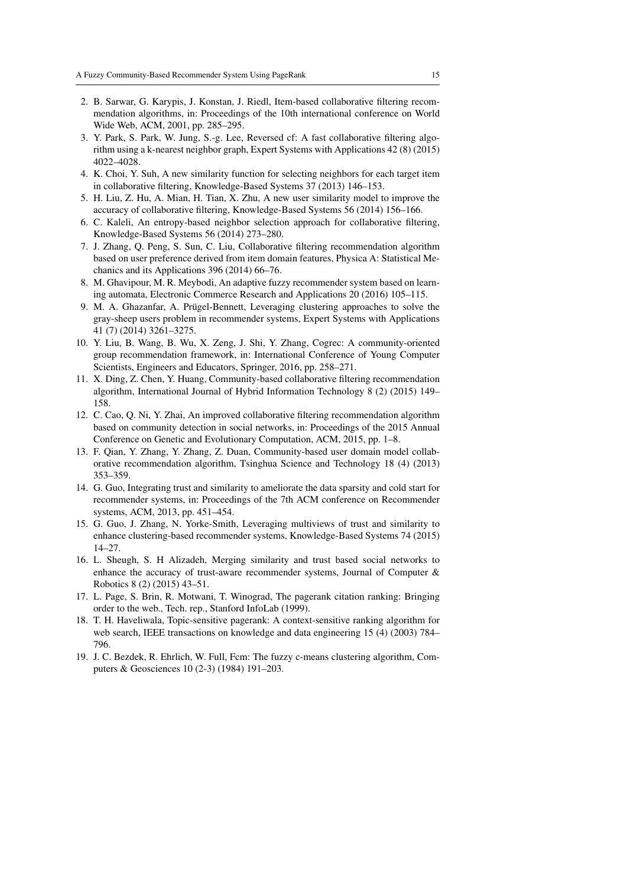2. B. Sarwar, G. Karypis, J. Konstan, J. Riedl, Item-based collaborative filtering recommendation algorithms, in: Proceedings of the 10th international conference on World Wide Web, ACM, 2001, pp. 285–295.
3. Y. Park, S. Park, W. Jung, S.-g. Lee, Reversed cf: A fast collaborative filtering algorithm using a k-nearest neighbor graph, Expert Systems with Applications 42 (8) (2015) 4022–4028.
4. K. Choi, Y. Suh, A new similarity function for selecting neighbors for each target item in collaborative filtering, Knowledge-Based Systems 37 (2013) 146–153.
5. H. Liu, Z. Hu, A. Mian, H. Tian, X. Zhu, A new user similarity model to improve the accuracy of collaborative filtering, Knowledge-Based Systems 56 (2014) 156–166.
6. C. Kaleli, An entropy-based neighbor selection approach for collaborative filtering, Knowledge-Based Systems 56 (2014) 273–280.
7. J. Zhang, Q. Peng, S. Sun, C. Liu, Collaborative filtering recommendation algorithm based on user preference derived from item domain features, Physica A: Statistical Mechanics and its Applications 396 (2014) 66–76.
8. M. Ghavipour, M. R. Meybodi, An adaptive fuzzy recommender system based on learning automata, Electronic Commerce Research and Applications 20 (2016) 105–115.
9. M. A. Ghazanfar, A. Prügel-Bennett, Leveraging clustering approaches to solve the gray-sheep users problem in recommender systems, Expert Systems with Applications 41 (7) (2014) 3261–3275.
10. Y. Liu, B. Wang, B. Wu, X. Zeng, J. Shi, Y. Zhang, Cogrec: A community-oriented group recommendation framework, in: International Conference of Young Computer Scientists, Engineers and Educators, Springer, 2016, pp. 258–271.
11. X. Ding, Z. Chen, Y. Huang, Community-based collaborative filtering recommendation algorithm, International Journal of Hybrid Information Technology 8 (2) (2015) 149–158.
12. C. Cao, Q. Ni, Y. Zhai, An improved collaborative filtering recommendation algorithm based on community detection in social networks, in: Proceedings of the 2015 Annual Conference on Genetic and Evolutionary Computation, ACM, 2015, pp. 1–8.
13. F. Qian, Y. Zhang, Y. Zhang, Z. Duan, Community-based user domain model collaborative recommendation algorithm, Tsinghua Science and Technology 18 (4) (2013) 353–359.
14. G. Guo, Integrating trust and similarity to ameliorate the data sparsity and cold start for recommender systems, in: Proceedings of the 7th ACM conference on Recommender systems, ACM, 2013, pp. 451–454.
15. G. Guo, J. Zhang, N. Yorke-Smith, Leveraging multiviews of trust and similarity to enhance clustering-based recommender systems, Knowledge-Based Systems 74 (2015) 14–27.
16. L. Sheugh, S. H Alizadeh, Merging similarity and trust based social networks to enhance the accuracy of trust-aware recommender systems, Journal of Computer & Robotics 8 (2) (2015) 43–51.
17. L. Page, S. Brin, R. Motwani, T. Winograd, The pagerank citation ranking: Bringing order to the web., Tech. rep., Stanford InfoLab (1999).
18. T. H. Haveliwala, Topic-sensitive pagerank: A context-sensitive ranking algorithm for web search, IEEE transactions on knowledge and data engineering 15 (4) (2003) 784–796.
19. J. C. Bezdek, R. Ehrlich, W. Full, Fcm: The fuzzy c-means clustering algorithm, Computers & Geosciences 10 (2-3) (1984) 191–203.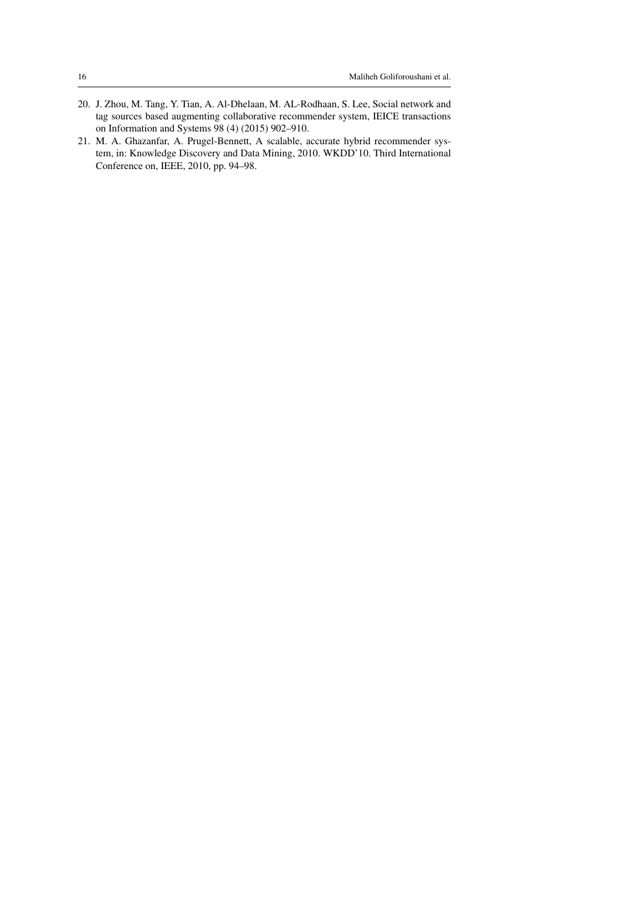20. J. Zhou, M. Tang, Y. Tian, A. Al-Dhelaan, M. AL-Rodhaan, S. Lee, Social network and tag sources based augmenting collaborative recommender system, IEICE transactions on Information and Systems 98 (4) (2015) 902–910.
21. M. A. Ghazanfar, A. Prugel-Bennett, A scalable, accurate hybrid recommender system, in: Knowledge Discovery and Data Mining, 2010. WKDD'10. Third International Conference on, IEEE, 2010, pp. 94–98.